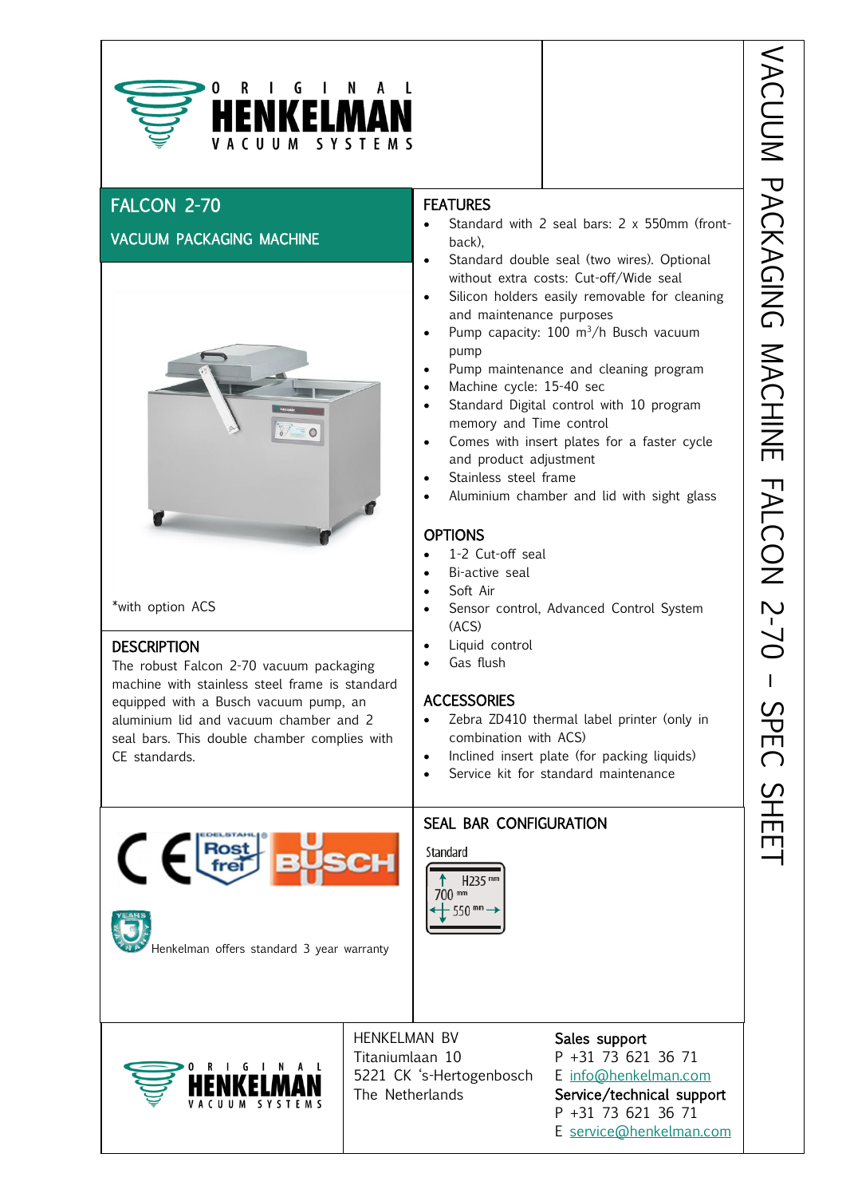# FALCON 2-70

## VACUUM PACKAGING MACHINE

*with option ACS

## DESCRIPTION

The robust Falcon 2-70 vacuum packaging machine with stainless steel frame is standard equipped with a Busch vacuum pump, an aluminium lid and vacuum chamber and 2 seal bars. This double chamber complies with CE standards.

## FEATURES

- Standard with 2 seal bars: 2 x 550mm (front-back),
- Standard double seal (two wires). Optional without extra costs: Cut-off/Wide seal
- Silicon holders easily removable for cleaning and maintenance purposes
- Pump capacity: 100 $m^3$/h Busch vacuum pump
- Pump maintenance and cleaning program
- Machine cycle: 15-40 sec
- Standard Digital control with 10 program memory and Time control
- Comes with insert plates for a faster cycle and product adjustment
- Stainless steel frame
- Aluminium chamber and lid with sight glass

## OPTIONS

- 1-2 Cut-off seal
- Bi-active seal
- Soft Air
- Sensor control, Advanced Control System (ACS)
- Liquid control
- Gas flush

## ACCESSORIES

- Zebra ZD410 thermal label printer (only in combination with ACS)
- Inclined insert plate (for packing liquids)
- Service kit for standard maintenance

Henkelman offers standard 3 year warranty

## SEAL BAR CONFIGURATION

Standard

H235 mm
700 mm
550 mm

HENKELMAN BV
Titaniumlaan 10
5221 CK 's-Hertogenbosch
The Netherlands

**Sales support**
P +31 73 621 36 71
E info@henkelman.com

**Service/technical support**
P +31 73 621 36 71
E service@henkelman.com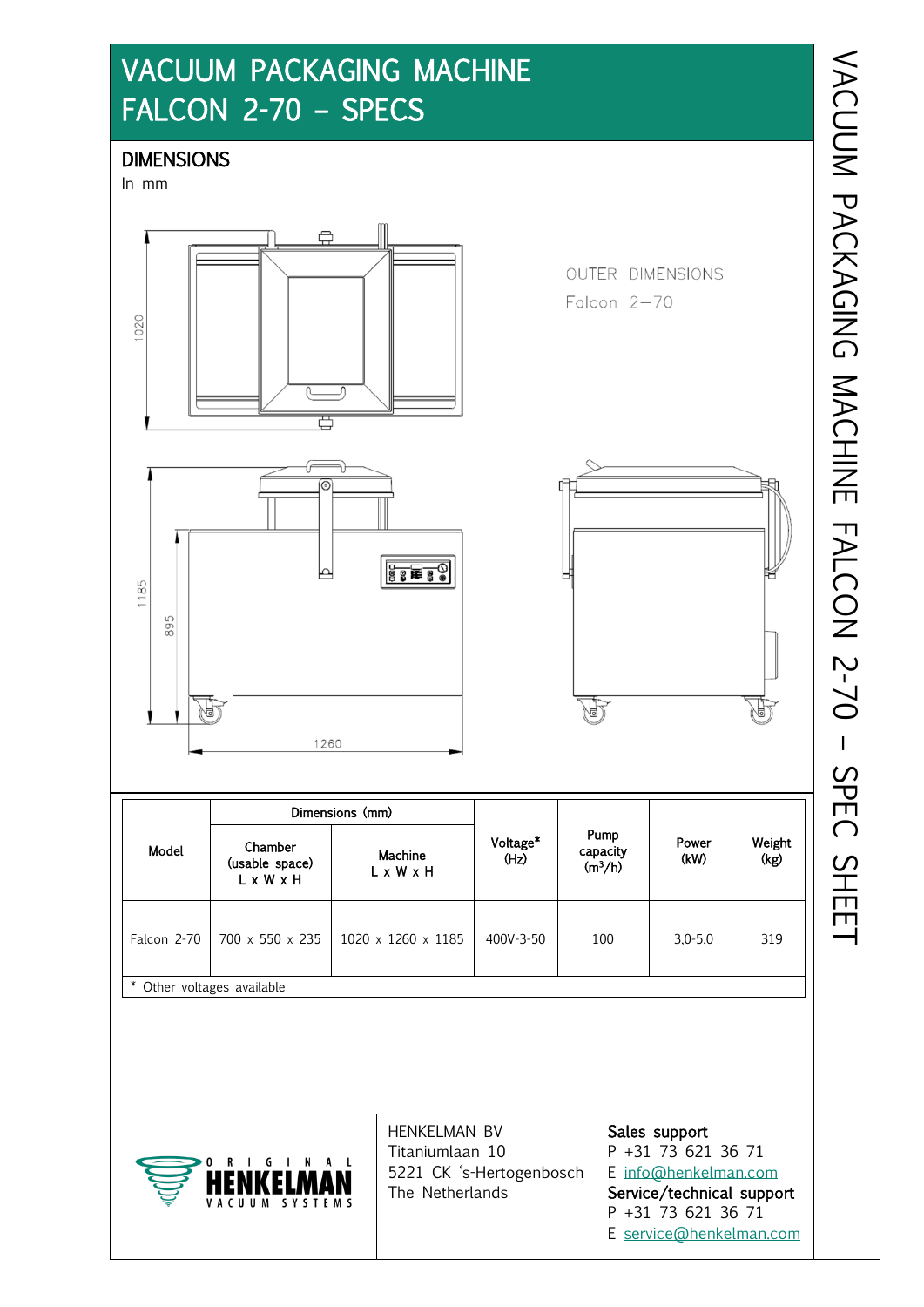# VACUUM PACKAGING MACHINE FALCON 2-70 – SPECS

## DIMENSIONS

In mm

OUTER DIMENSIONS

Falcon 2–70

1020

1185

895

1260

| Model | Dimensions (mm) | | Voltage* (Hz) | Pump capacity ($m^3/h$) | Power (kW) | Weight (kg) |
|---|---|---|---|---|---|---|
| | Chamber (usable space) L x W x H | Machine L x W x H | | | | |
| Falcon 2-70 | 700 x 550 x 235 | 1020 x 1260 x 1185 | 400V-3-50 | 100 | 3,0-5,0 | 319 |

\* Other voltages available

ORIGINAL HENKELMAN VACUUM SYSTEMS

HENKELMAN BV
Titaniumlaan 10
5221 CK 's-Hertogenbosch
The Netherlands

**Sales support**
P +31 73 621 36 71
E info@henkelman.com

**Service/technical support**
P +31 73 621 36 71
E service@henkelman.com